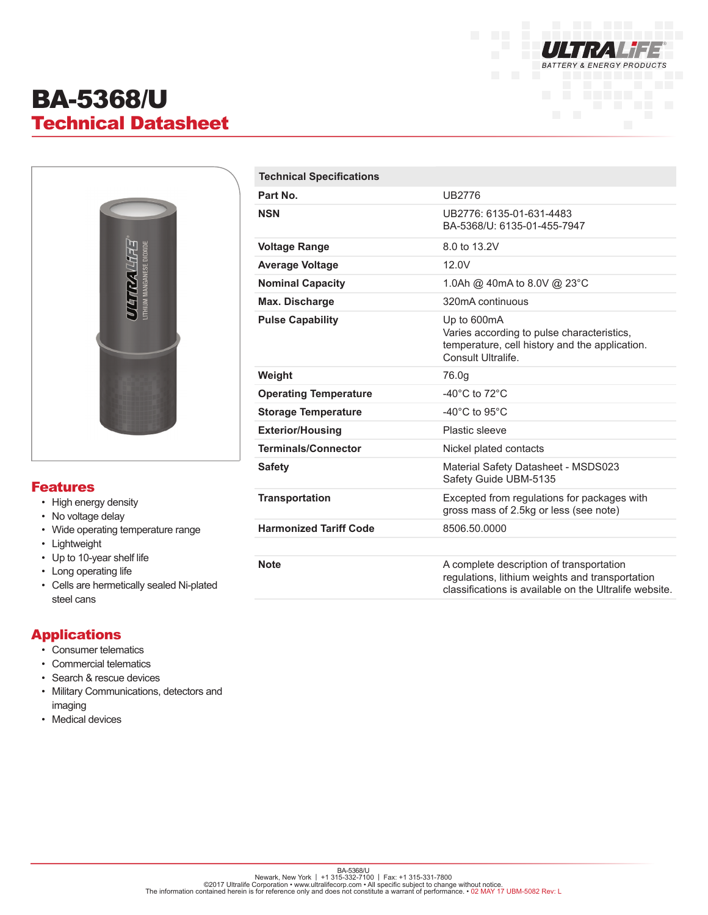# BA-5368/U

## Technical Datasheet

| Technical Specifications | |
|---|---|
| **Part No.** | UB2776 |
| **NSN** | UB2776: 6135-01-631-4483<br>BA-5368/U: 6135-01-455-7947 |
| **Voltage Range** | 8.0 to 13.2V |
| **Average Voltage** | 12.0V |
| **Nominal Capacity** | 1.0Ah @ 40mA to 8.0V @ 23°C |
| **Max. Discharge** | 320mA continuous |
| **Pulse Capability** | Up to 600mA<br>Varies according to pulse characteristics, temperature, cell history and the application. Consult Ultralife. |
| **Weight** | 76.0g |
| **Operating Temperature** | -40°C to 72°C |
| **Storage Temperature** | -40°C to 95°C |
| **Exterior/Housing** | Plastic sleeve |
| **Terminals/Connector** | Nickel plated contacts |
| **Safety** | Material Safety Datasheet - MSDS023<br>Safety Guide UBM-5135 |
| **Transportation** | Excepted from regulations for packages with gross mass of 2.5kg or less (see note) |
| **Harmonized Tariff Code** | 8506.50.0000 |
| | |
| **Note** | A complete description of transportation regulations, lithium weights and transportation classifications is available on the Ultralife website. |

## Features

- High energy density
- No voltage delay
- Wide operating temperature range
- Lightweight
- Up to 10-year shelf life
- Long operating life
- Cells are hermetically sealed Ni-plated steel cans

## Applications

- Consumer telematics
- Commercial telematics
- Search & rescue devices
- Military Communications, detectors and imaging
- Medical devices

BA-5368/U
Newark, New York | +1 315-332-7100 | Fax: +1 315-331-7800
©2017 Ultralife Corporation • www.ultralifecorp.com • All specific subject to change without notice.
The information contained herein is for reference only and does not constitute a warrant of performance. • 02 MAY 17 UBM-5082 Rev: L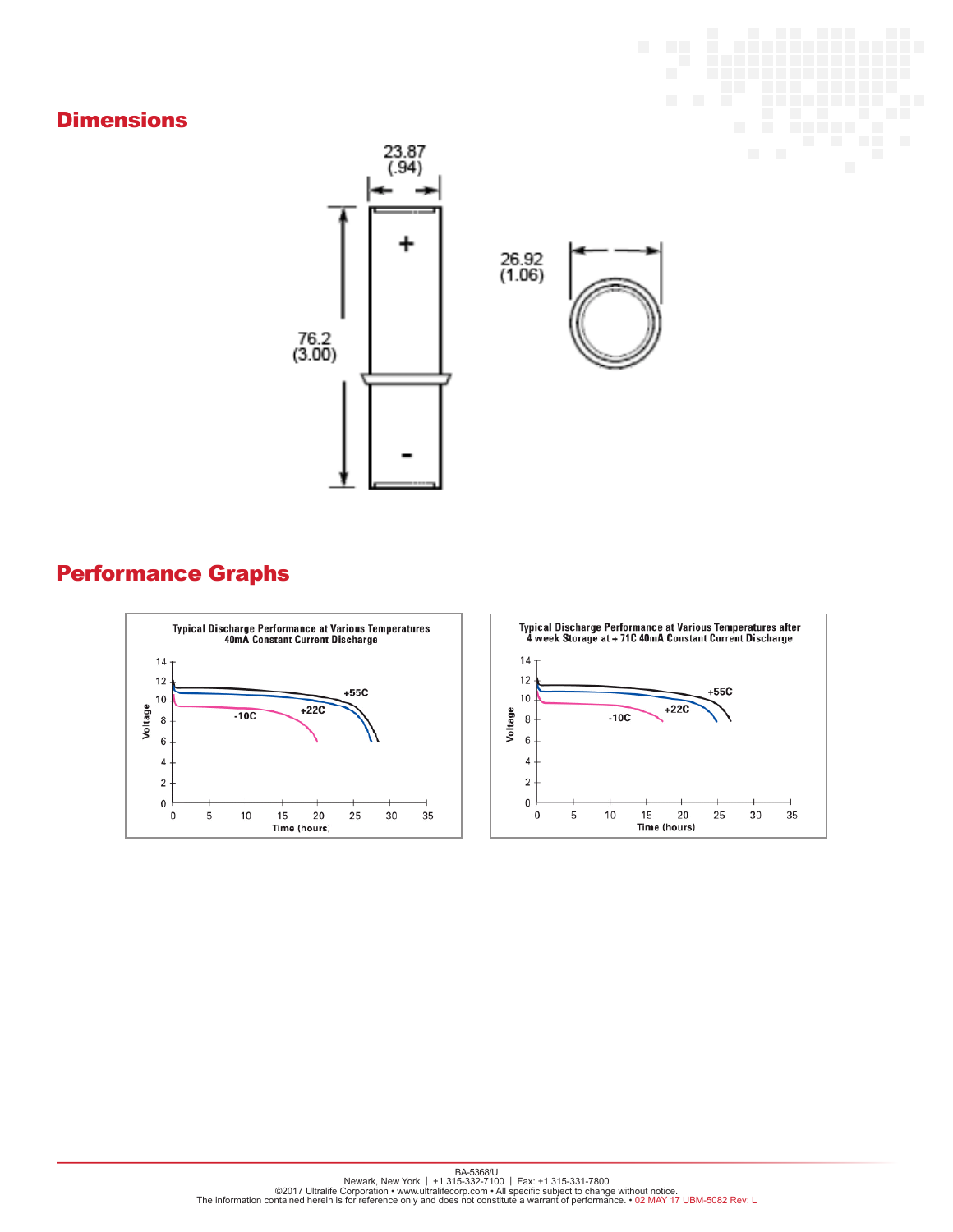## Dimensions

23.87
(.94)

26.92
(1.06)

76.2
(3.00)

+

-

## Performance Graphs

Typical Discharge Performance at Various Temperatures
40mA Constant Current Discharge

Voltage

14
12
10
8
6
4
2
0

0 5 10 15 20 25 30 35

Time (hours)

+55C
+22C
-10C

Typical Discharge Performance at Various Temperatures after
4 week Storage at + 71C 40mA Constant Current Discharge

Voltage

14
12
10
8
6
4
2
0

0 5 10 15 20 25 30 35

Time (hours)

+55C
+22C
-10C

BA-5368/U
Newark, New York | +1 315-332-7100 | Fax: +1 315-331-7800
©2017 Ultralife Corporation • www.ultralifecorp.com • All specific subject to change without notice.
The information contained herein is for reference only and does not constitute a warrant of performance. • 02 MAY 17 UBM-5082 Rev: L